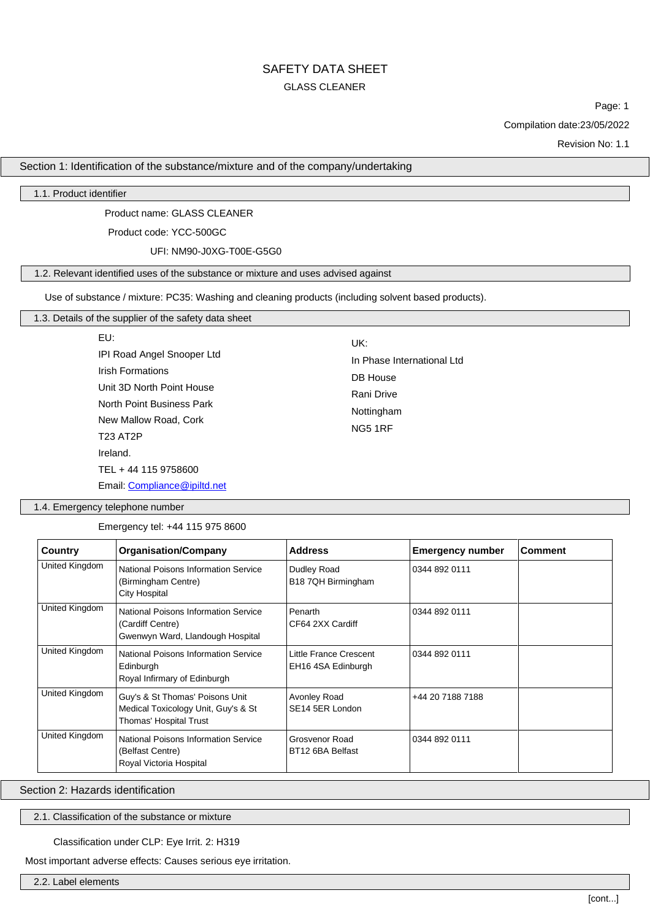# SAFETY DATA SHEET

## GLASS CLEANER

Page: 1

Compilation date:23/05/2022

Revision No: 1.1

## Section 1: Identification of the substance/mixture and of the company/undertaking

### 1.1. Product identifier

Product name: GLASS CLEANER

Product code: YCC-500GC

UFI: NM90-J0XG-T00E-G5G0

### 1.2. Relevant identified uses of the substance or mixture and uses advised against

Use of substance / mixture: PC35: Washing and cleaning products (including solvent based products).

### 1.3. Details of the supplier of the safety data sheet

EU:
IPI Road Angel Snooper Ltd
Irish Formations
Unit 3D North Point House
North Point Business Park
New Mallow Road, Cork
T23 AT2P
Ireland.
TEL + 44 115 9758600
Email: Compliance@ipiltd.net

UK:
In Phase International Ltd
DB House
Rani Drive
Nottingham
NG5 1RF

### 1.4. Emergency telephone number

Emergency tel: +44 115 975 8600

| Country | Organisation/Company | Address | Emergency number | Comment |
|---|---|---|---|---|
| United Kingdom | National Poisons Information Service (Birmingham Centre) City Hospital | Dudley Road B18 7QH Birmingham | 0344 892 0111 | |
| United Kingdom | National Poisons Information Service (Cardiff Centre) Gwenwyn Ward, Llandough Hospital | Penarth CF64 2XX Cardiff | 0344 892 0111 | |
| United Kingdom | National Poisons Information Service Edinburgh Royal Infirmary of Edinburgh | Little France Crescent EH16 4SA Edinburgh | 0344 892 0111 | |
| United Kingdom | Guy's & St Thomas' Poisons Unit Medical Toxicology Unit, Guy's & St Thomas' Hospital Trust | Avonley Road SE14 5ER London | +44 20 7188 7188 | |
| United Kingdom | National Poisons Information Service (Belfast Centre) Royal Victoria Hospital | Grosvenor Road BT12 6BA Belfast | 0344 892 0111 | |

## Section 2: Hazards identification

### 2.1. Classification of the substance or mixture

Classification under CLP: Eye Irrit. 2: H319

Most important adverse effects: Causes serious eye irritation.

### 2.2. Label elements

[cont...]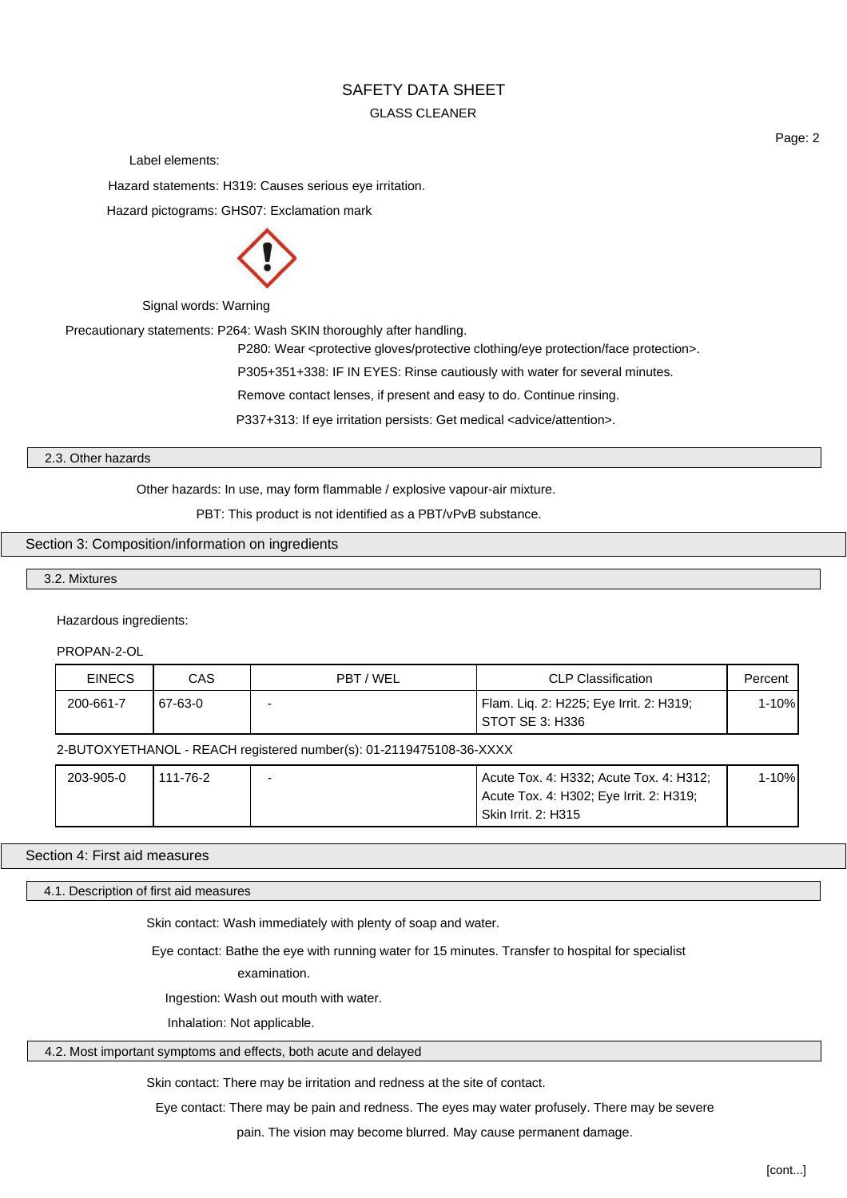Label elements:

Hazard statements: H319: Causes serious eye irritation.

Hazard pictograms: GHS07: Exclamation mark

Signal words: Warning

Precautionary statements: P264: Wash SKIN thoroughly after handling.

P280: Wear <protective gloves/protective clothing/eye protection/face protection>.

P305+351+338: IF IN EYES: Rinse cautiously with water for several minutes.

Remove contact lenses, if present and easy to do. Continue rinsing.

P337+313: If eye irritation persists: Get medical <advice/attention>.

### 2.3. Other hazards

Other hazards: In use, may form flammable / explosive vapour-air mixture.

PBT: This product is not identified as a PBT/vPvB substance.

## Section 3: Composition/information on ingredients

### 3.2. Mixtures

Hazardous ingredients:

PROPAN-2-OL

| EINECS | CAS | PBT / WEL | CLP Classification | Percent |
|---|---|---|---|---|
| 200-661-7 | 67-63-0 | - | Flam. Liq. 2: H225; Eye Irrit. 2: H319; STOT SE 3: H336 | 1-10% |

2-BUTOXYETHANOL - REACH registered number(s): 01-2119475108-36-XXXX

| EINECS | CAS | PBT / WEL | CLP Classification | Percent |
|---|---|---|---|---|
| 203-905-0 | 111-76-2 | - | Acute Tox. 4: H332; Acute Tox. 4: H312; Acute Tox. 4: H302; Eye Irrit. 2: H319; Skin Irrit. 2: H315 | 1-10% |

## Section 4: First aid measures

### 4.1. Description of first aid measures

Skin contact: Wash immediately with plenty of soap and water.

Eye contact: Bathe the eye with running water for 15 minutes. Transfer to hospital for specialist examination.

Ingestion: Wash out mouth with water.

Inhalation: Not applicable.

### 4.2. Most important symptoms and effects, both acute and delayed

Skin contact: There may be irritation and redness at the site of contact.

Eye contact: There may be pain and redness. The eyes may water profusely. There may be severe pain. The vision may become blurred. May cause permanent damage.

[cont...]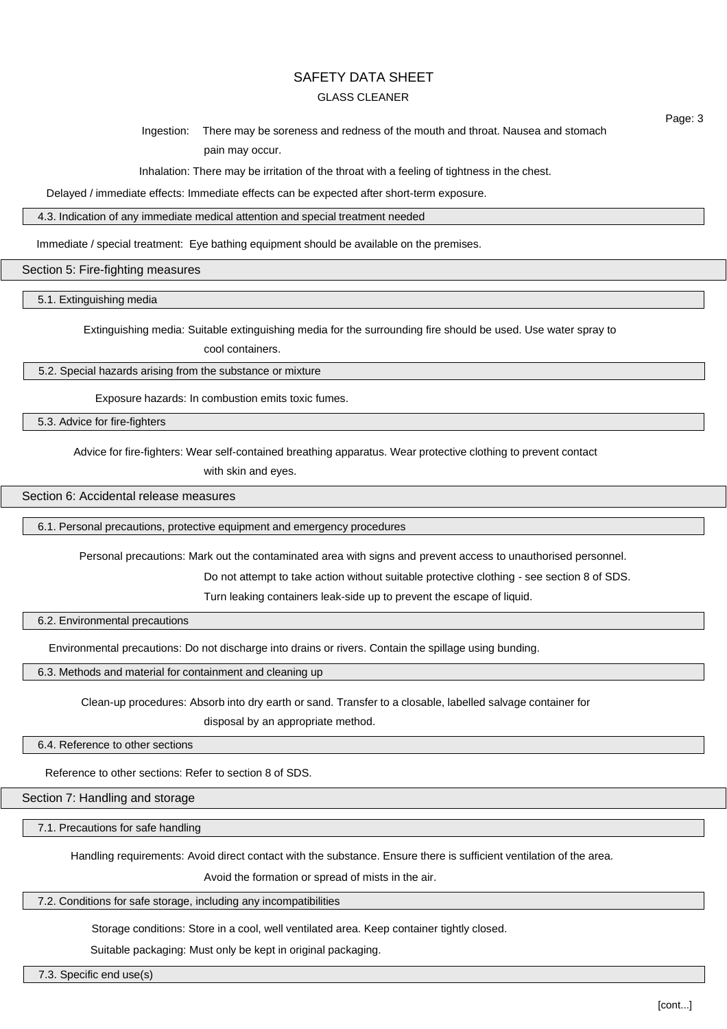**Ingestion:** There may be soreness and redness of the mouth and throat. Nausea and stomach pain may occur.

**Inhalation:** There may be irritation of the throat with a feeling of tightness in the chest.

**Delayed / immediate effects:** Immediate effects can be expected after short-term exposure.

### 4.3. Indication of any immediate medical attention and special treatment needed

**Immediate / special treatment:** Eye bathing equipment should be available on the premises.

## Section 5: Fire-fighting measures

### 5.1. Extinguishing media

**Extinguishing media:** Suitable extinguishing media for the surrounding fire should be used. Use water spray to cool containers.

### 5.2. Special hazards arising from the substance or mixture

**Exposure hazards:** In combustion emits toxic fumes.

### 5.3. Advice for fire-fighters

**Advice for fire-fighters:** Wear self-contained breathing apparatus. Wear protective clothing to prevent contact with skin and eyes.

## Section 6: Accidental release measures

### 6.1. Personal precautions, protective equipment and emergency procedures

**Personal precautions:** Mark out the contaminated area with signs and prevent access to unauthorised personnel. Do not attempt to take action without suitable protective clothing - see section 8 of SDS. Turn leaking containers leak-side up to prevent the escape of liquid.

### 6.2. Environmental precautions

**Environmental precautions:** Do not discharge into drains or rivers. Contain the spillage using bunding.

### 6.3. Methods and material for containment and cleaning up

**Clean-up procedures:** Absorb into dry earth or sand. Transfer to a closable, labelled salvage container for disposal by an appropriate method.

### 6.4. Reference to other sections

**Reference to other sections:** Refer to section 8 of SDS.

## Section 7: Handling and storage

### 7.1. Precautions for safe handling

**Handling requirements:** Avoid direct contact with the substance. Ensure there is sufficient ventilation of the area. Avoid the formation or spread of mists in the air.

### 7.2. Conditions for safe storage, including any incompatibilities

**Storage conditions:** Store in a cool, well ventilated area. Keep container tightly closed.

**Suitable packaging:** Must only be kept in original packaging.

### 7.3. Specific end use(s)

[cont...]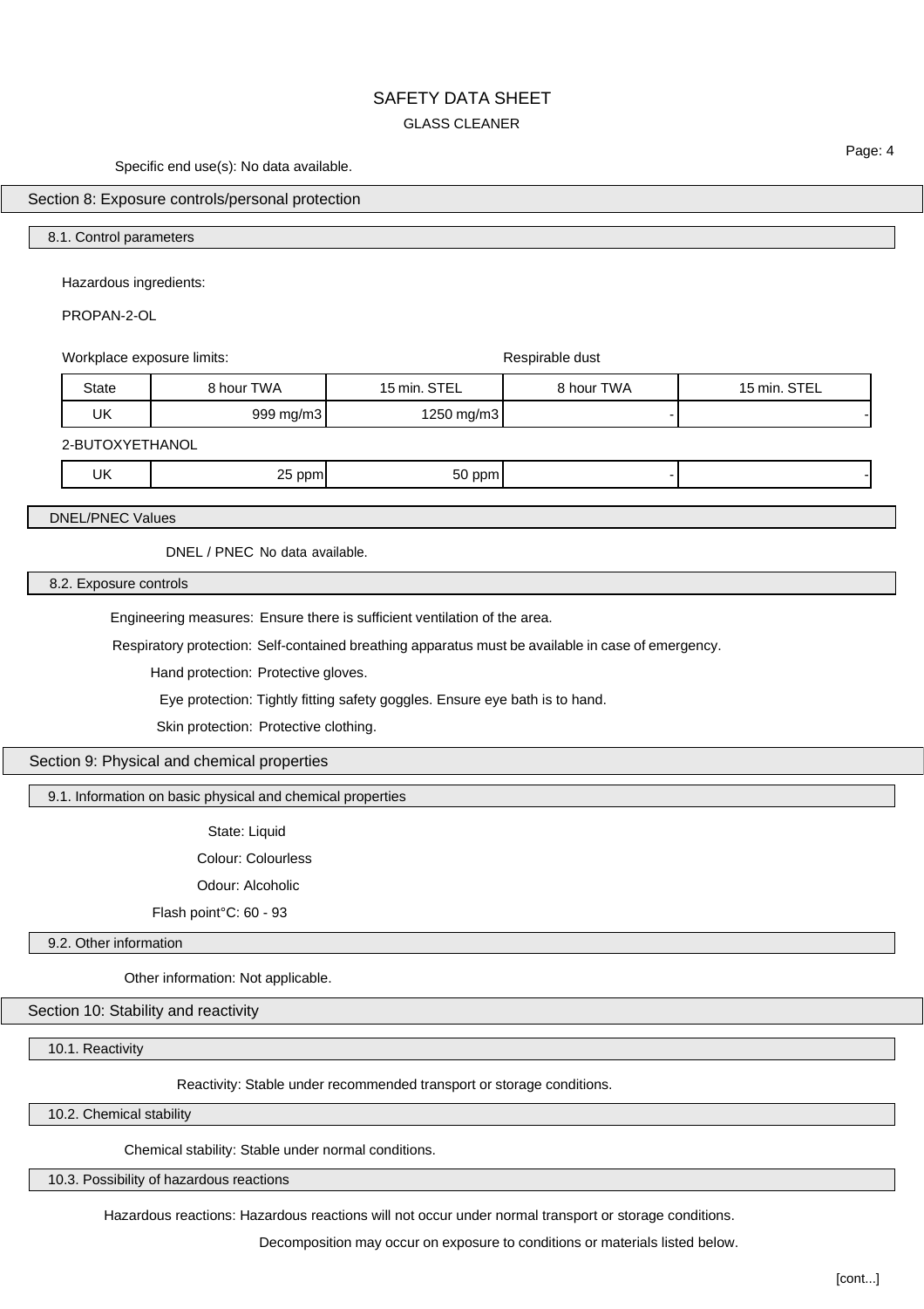Specific end use(s): No data available.

## Section 8: Exposure controls/personal protection

### 8.1. Control parameters

Hazardous ingredients:

PROPAN-2-OL

| Workplace exposure limits: | | | Respirable dust | |
|---|---|---|---|---|
| State | 8 hour TWA | 15 min. STEL | 8 hour TWA | 15 min. STEL |
| UK | 999 mg/m3 | 1250 mg/m3 | - | - |

2-BUTOXYETHANOL

| State | 8 hour TWA | 15 min. STEL | 8 hour TWA | 15 min. STEL |
|---|---|---|---|---|
| UK | 25 ppm | 50 ppm | - | - |

### DNEL/PNEC Values

DNEL / PNEC No data available.

### 8.2. Exposure controls

Engineering measures: Ensure there is sufficient ventilation of the area.

Respiratory protection: Self-contained breathing apparatus must be available in case of emergency.

Hand protection: Protective gloves.

Eye protection: Tightly fitting safety goggles. Ensure eye bath is to hand.

Skin protection: Protective clothing.

## Section 9: Physical and chemical properties

### 9.1. Information on basic physical and chemical properties

State: Liquid

Colour: Colourless

Odour: Alcoholic

Flash point°C: 60 - 93

### 9.2. Other information

Other information: Not applicable.

## Section 10: Stability and reactivity

### 10.1. Reactivity

Reactivity: Stable under recommended transport or storage conditions.

### 10.2. Chemical stability

Chemical stability: Stable under normal conditions.

### 10.3. Possibility of hazardous reactions

Hazardous reactions: Hazardous reactions will not occur under normal transport or storage conditions.

Decomposition may occur on exposure to conditions or materials listed below.

[cont...]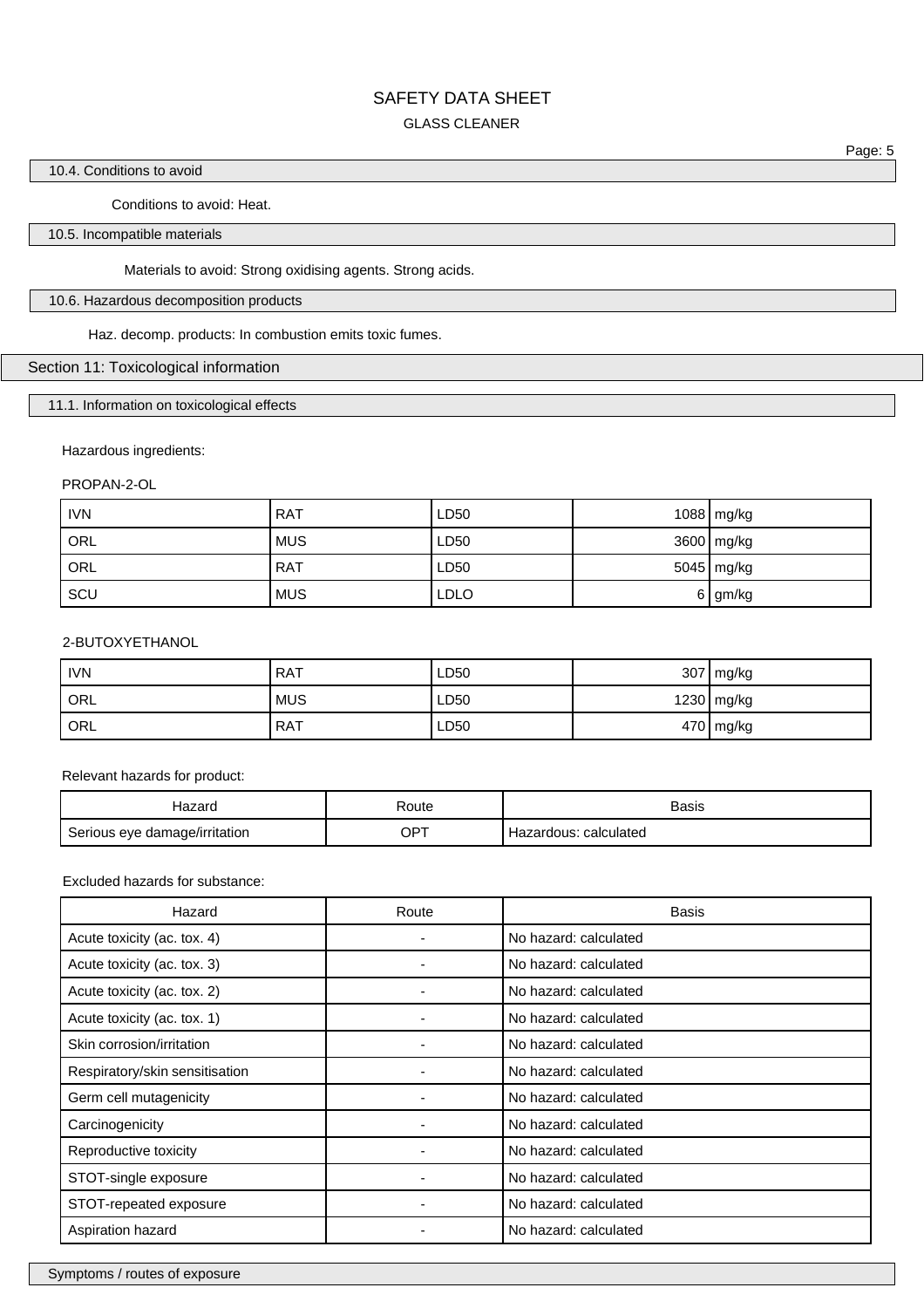### 10.4. Conditions to avoid

Conditions to avoid: Heat.

### 10.5. Incompatible materials

Materials to avoid: Strong oxidising agents. Strong acids.

### 10.6. Hazardous decomposition products

Haz. decomp. products: In combustion emits toxic fumes.

## Section 11: Toxicological information

### 11.1. Information on toxicological effects

Hazardous ingredients:

PROPAN-2-OL

| | | | | |
|---|---|---|---|---|
| IVN | RAT | LD50 | 1088 | mg/kg |
| ORL | MUS | LD50 | 3600 | mg/kg |
| ORL | RAT | LD50 | 5045 | mg/kg |
| SCU | MUS | LDLO | 6 | gm/kg |

2-BUTOXYETHANOL

| | | | | |
|---|---|---|---|---|
| IVN | RAT | LD50 | 307 | mg/kg |
| ORL | MUS | LD50 | 1230 | mg/kg |
| ORL | RAT | LD50 | 470 | mg/kg |

Relevant hazards for product:

| Hazard | Route | Basis |
|---|---|---|
| Serious eye damage/irritation | OPT | Hazardous: calculated |

Excluded hazards for substance:

| Hazard | Route | Basis |
|---|---|---|
| Acute toxicity (ac. tox. 4) | - | No hazard: calculated |
| Acute toxicity (ac. tox. 3) | - | No hazard: calculated |
| Acute toxicity (ac. tox. 2) | - | No hazard: calculated |
| Acute toxicity (ac. tox. 1) | - | No hazard: calculated |
| Skin corrosion/irritation | - | No hazard: calculated |
| Respiratory/skin sensitisation | - | No hazard: calculated |
| Germ cell mutagenicity | - | No hazard: calculated |
| Carcinogenicity | - | No hazard: calculated |
| Reproductive toxicity | - | No hazard: calculated |
| STOT-single exposure | - | No hazard: calculated |
| STOT-repeated exposure | - | No hazard: calculated |
| Aspiration hazard | - | No hazard: calculated |

### Symptoms / routes of exposure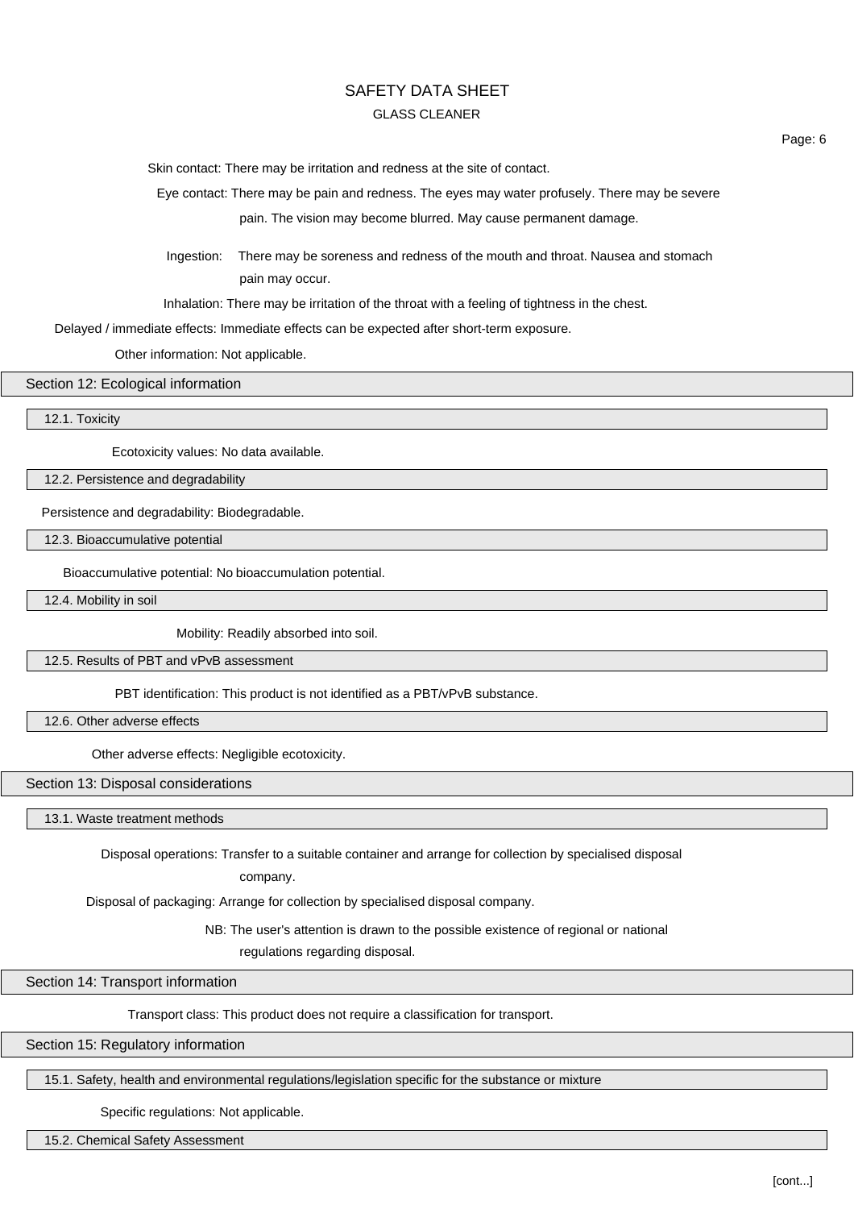Skin contact: There may be irritation and redness at the site of contact.

Eye contact: There may be pain and redness. The eyes may water profusely. There may be severe pain. The vision may become blurred. May cause permanent damage.

Ingestion: There may be soreness and redness of the mouth and throat. Nausea and stomach pain may occur.

Inhalation: There may be irritation of the throat with a feeling of tightness in the chest.

Delayed / immediate effects: Immediate effects can be expected after short-term exposure.

Other information: Not applicable.

## Section 12: Ecological information

### 12.1. Toxicity

Ecotoxicity values: No data available.

### 12.2. Persistence and degradability

Persistence and degradability: Biodegradable.

### 12.3. Bioaccumulative potential

Bioaccumulative potential: No bioaccumulation potential.

### 12.4. Mobility in soil

Mobility: Readily absorbed into soil.

### 12.5. Results of PBT and vPvB assessment

PBT identification: This product is not identified as a PBT/vPvB substance.

### 12.6. Other adverse effects

Other adverse effects: Negligible ecotoxicity.

## Section 13: Disposal considerations

### 13.1. Waste treatment methods

Disposal operations: Transfer to a suitable container and arrange for collection by specialised disposal company.

Disposal of packaging: Arrange for collection by specialised disposal company.

NB: The user's attention is drawn to the possible existence of regional or national regulations regarding disposal.

## Section 14: Transport information

Transport class: This product does not require a classification for transport.

## Section 15: Regulatory information

### 15.1. Safety, health and environmental regulations/legislation specific for the substance or mixture

Specific regulations: Not applicable.

### 15.2. Chemical Safety Assessment

[cont...]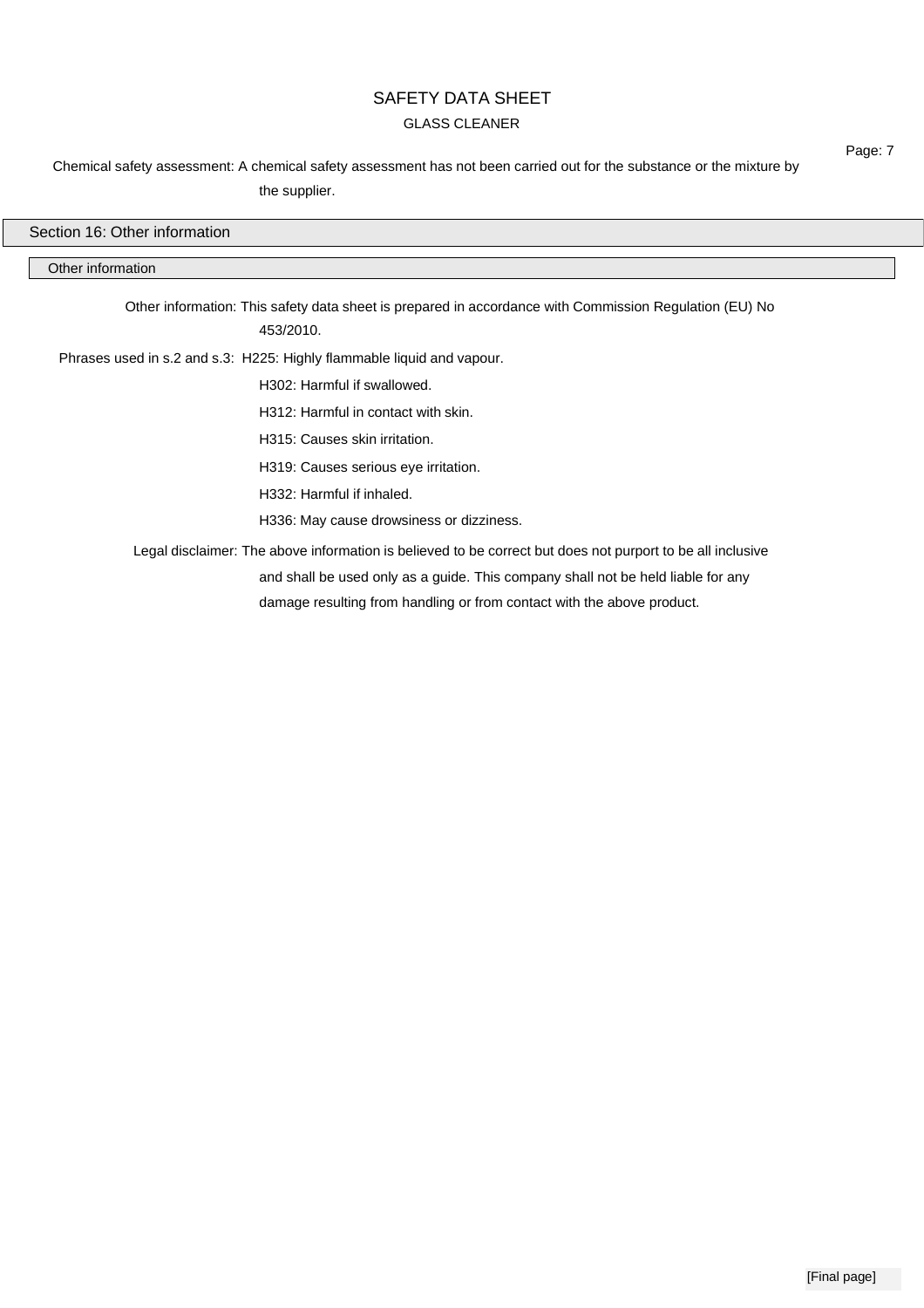Chemical safety assessment: A chemical safety assessment has not been carried out for the substance or the mixture by the supplier.

## Section 16: Other information

### Other information

Other information: This safety data sheet is prepared in accordance with Commission Regulation (EU) No 453/2010.

Phrases used in s.2 and s.3: H225: Highly flammable liquid and vapour.

H302: Harmful if swallowed.

H312: Harmful in contact with skin.

H315: Causes skin irritation.

H319: Causes serious eye irritation.

H332: Harmful if inhaled.

H336: May cause drowsiness or dizziness.

Legal disclaimer: The above information is believed to be correct but does not purport to be all inclusive and shall be used only as a guide. This company shall not be held liable for any damage resulting from handling or from contact with the above product.

[Final page]